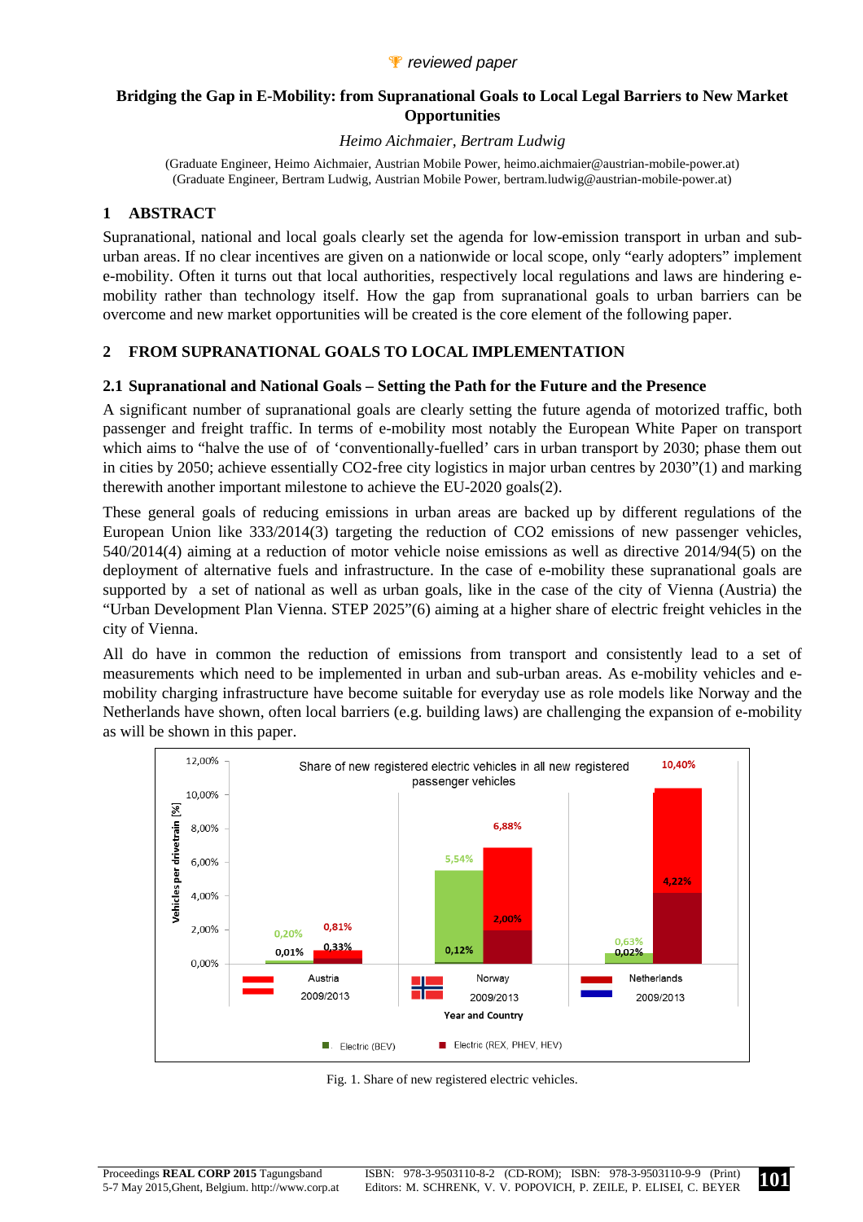🏆 *reviewed paper*

# Bridging the Gap in E-Mobility: from Supranational Goals to Local Legal Barriers to New Market Opportunities

*Heimo Aichmaier, Bertram Ludwig*

(Graduate Engineer, Heimo Aichmaier, Austrian Mobile Power, heimo.aichmaier@austrian-mobile-power.at)
(Graduate Engineer, Bertram Ludwig, Austrian Mobile Power, bertram.ludwig@austrian-mobile-power.at)

## 1 ABSTRACT

Supranational, national and local goals clearly set the agenda for low-emission transport in urban and sub-urban areas. If no clear incentives are given on a nationwide or local scope, only "early adopters" implement e-mobility. Often it turns out that local authorities, respectively local regulations and laws are hindering e-mobility rather than technology itself. How the gap from supranational goals to urban barriers can be overcome and new market opportunities will be created is the core element of the following paper.

## 2 FROM SUPRANATIONAL GOALS TO LOCAL IMPLEMENTATION

### 2.1 Supranational and National Goals – Setting the Path for the Future and the Presence

A significant number of supranational goals are clearly setting the future agenda of motorized traffic, both passenger and freight traffic. In terms of e-mobility most notably the European White Paper on transport which aims to "halve the use of of 'conventionally-fuelled' cars in urban transport by 2030; phase them out in cities by 2050; achieve essentially CO2-free city logistics in major urban centres by 2030"(1) and marking therewith another important milestone to achieve the EU-2020 goals(2).

These general goals of reducing emissions in urban areas are backed up by different regulations of the European Union like 333/2014(3) targeting the reduction of CO2 emissions of new passenger vehicles, 540/2014(4) aiming at a reduction of motor vehicle noise emissions as well as directive 2014/94(5) on the deployment of alternative fuels and infrastructure. In the case of e-mobility these supranational goals are supported by a set of national as well as urban goals, like in the case of the city of Vienna (Austria) the "Urban Development Plan Vienna. STEP 2025"(6) aiming at a higher share of electric freight vehicles in the city of Vienna.

All do have in common the reduction of emissions from transport and consistently lead to a set of measurements which need to be implemented in urban and sub-urban areas. As e-mobility vehicles and e-mobility charging infrastructure have become suitable for everyday use as role models like Norway and the Netherlands have shown, often local barriers (e.g. building laws) are challenging the expansion of e-mobility as will be shown in this paper.

Share of new registered electric vehicles in all new registered passenger vehicles (Vehicles per drivetrain [%])

| Country | Year | Electric (BEV) | Electric (REX, PHEV, HEV) | Total |
|---|---|---|---|---|
| Austria | 2009 | 0,01% | | |
| Austria | 2013 | | 0,33% | 0,81% |
| Austria | | 0,20% | | |
| Norway | 2009 | 0,12% | | |
| Norway | 2013 | 5,54% | 2,00% | 6,88% |
| Netherlands | 2009 | 0,02% | | |
| Netherlands | 2013 | 0,63% | 4,22% | 10,40% |

Fig. 1. Share of new registered electric vehicles.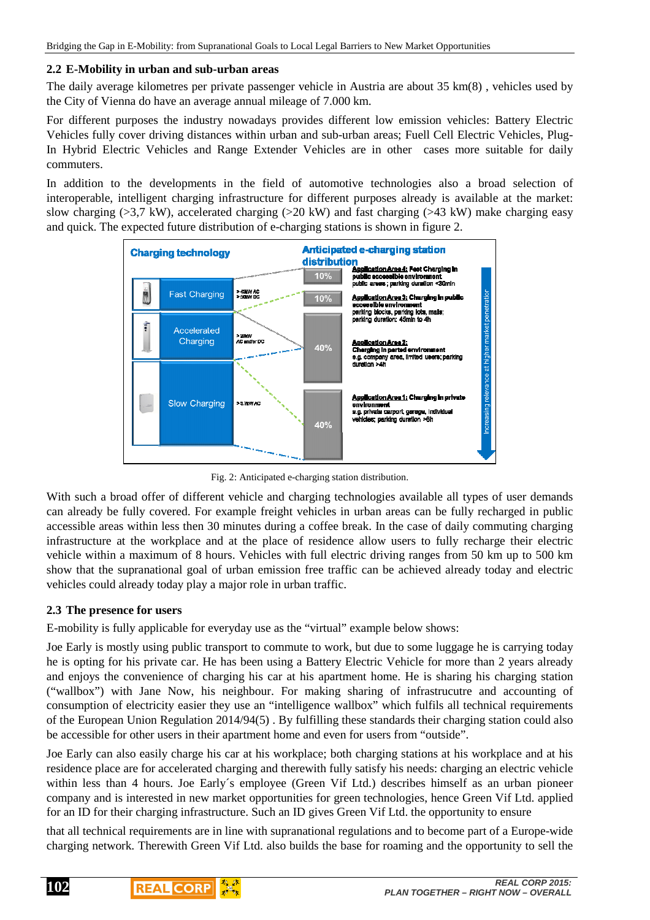## 2.2 E-Mobility in urban and sub-urban areas

The daily average kilometres per private passenger vehicle in Austria are about 35 km(8) , vehicles used by the City of Vienna do have an average annual mileage of 7.000 km.

For different purposes the industry nowadays provides different low emission vehicles: Battery Electric Vehicles fully cover driving distances within urban and sub-urban areas; Fuell Cell Electric Vehicles, Plug-In Hybrid Electric Vehicles and Range Extender Vehicles are in other cases more suitable for daily commuters.

In addition to the developments in the field of automotive technologies also a broad selection of interoperable, intelligent charging infrastructure for different purposes already is available at the market: slow charging (>3,7 kW), accelerated charging (>20 kW) and fast charging (>43 kW) make charging easy and quick. The expected future distribution of e-charging stations is shown in figure 2.

Fig. 2: Anticipated e-charging station distribution.

With such a broad offer of different vehicle and charging technologies available all types of user demands can already be fully covered. For example freight vehicles in urban areas can be fully recharged in public accessible areas within less then 30 minutes during a coffee break. In the case of daily commuting charging infrastructure at the workplace and at the place of residence allow users to fully recharge their electric vehicle within a maximum of 8 hours. Vehicles with full electric driving ranges from 50 km up to 500 km show that the supranational goal of urban emission free traffic can be achieved already today and electric vehicles could already today play a major role in urban traffic.

## 2.3 The presence for users

E-mobility is fully applicable for everyday use as the "virtual" example below shows:

Joe Early is mostly using public transport to commute to work, but due to some luggage he is carrying today he is opting for his private car. He has been using a Battery Electric Vehicle for more than 2 years already and enjoys the convenience of charging his car at his apartment home. He is sharing his charging station ("wallbox") with Jane Now, his neighbour. For making sharing of infrastrucutre and accounting of consumption of electricity easier they use an "intelligence wallbox" which fulfils all technical requirements of the European Union Regulation 2014/94(5) . By fulfilling these standards their charging station could also be accessible for other users in their apartment home and even for users from "outside".

Joe Early can also easily charge his car at his workplace; both charging stations at his workplace and at his residence place are for accelerated charging and therewith fully satisfy his needs: charging an electric vehicle within less than 4 hours. Joe Early´s employee (Green Vif Ltd.) describes himself as an urban pioneer company and is interested in new market opportunities for green technologies, hence Green Vif Ltd. applied for an ID for their charging infrastructure. Such an ID gives Green Vif Ltd. the opportunity to ensure

that all technical requirements are in line with supranational regulations and to become part of a Europe-wide charging network. Therewith Green Vif Ltd. also builds the base for roaming and the opportunity to sell the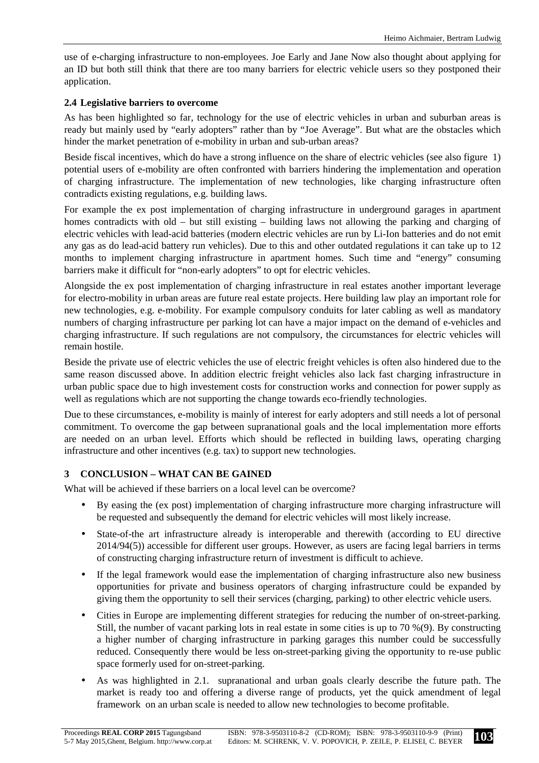use of e-charging infrastructure to non-employees. Joe Early and Jane Now also thought about applying for an ID but both still think that there are too many barriers for electric vehicle users so they postponed their application.

### 2.4 Legislative barriers to overcome

As has been highlighted so far, technology for the use of electric vehicles in urban and suburban areas is ready but mainly used by "early adopters" rather than by "Joe Average". But what are the obstacles which hinder the market penetration of e-mobility in urban and sub-urban areas?

Beside fiscal incentives, which do have a strong influence on the share of electric vehicles (see also figure 1) potential users of e-mobility are often confronted with barriers hindering the implementation and operation of charging infrastructure. The implementation of new technologies, like charging infrastructure often contradicts existing regulations, e.g. building laws.

For example the ex post implementation of charging infrastructure in underground garages in apartment homes contradicts with old – but still existing – building laws not allowing the parking and charging of electric vehicles with lead-acid batteries (modern electric vehicles are run by Li-Ion batteries and do not emit any gas as do lead-acid battery run vehicles). Due to this and other outdated regulations it can take up to 12 months to implement charging infrastructure in apartment homes. Such time and "energy" consuming barriers make it difficult for "non-early adopters" to opt for electric vehicles.

Alongside the ex post implementation of charging infrastructure in real estates another important leverage for electro-mobility in urban areas are future real estate projects. Here building law play an important role for new technologies, e.g. e-mobility. For example compulsory conduits for later cabling as well as mandatory numbers of charging infrastructure per parking lot can have a major impact on the demand of e-vehicles and charging infrastructure. If such regulations are not compulsory, the circumstances for electric vehicles will remain hostile.

Beside the private use of electric vehicles the use of electric freight vehicles is often also hindered due to the same reason discussed above. In addition electric freight vehicles also lack fast charging infrastructure in urban public space due to high investement costs for construction works and connection for power supply as well as regulations which are not supporting the change towards eco-friendly technologies.

Due to these circumstances, e-mobility is mainly of interest for early adopters and still needs a lot of personal commitment. To overcome the gap between supranational goals and the local implementation more efforts are needed on an urban level. Efforts which should be reflected in building laws, operating charging infrastructure and other incentives (e.g. tax) to support new technologies.

## 3 CONCLUSION – WHAT CAN BE GAINED

What will be achieved if these barriers on a local level can be overcome?

- By easing the (ex post) implementation of charging infrastructure more charging infrastructure will be requested and subsequently the demand for electric vehicles will most likely increase.
- State-of-the art infrastructure already is interoperable and therewith (according to EU directive 2014/94(5)) accessible for different user groups. However, as users are facing legal barriers in terms of constructing charging infrastructure return of investment is difficult to achieve.
- If the legal framework would ease the implementation of charging infrastructure also new business opportunities for private and business operators of charging infrastructure could be expanded by giving them the opportunity to sell their services (charging, parking) to other electric vehicle users.
- Cities in Europe are implementing different strategies for reducing the number of on-street-parking. Still, the number of vacant parking lots in real estate in some cities is up to 70 %(9). By constructing a higher number of charging infrastructure in parking garages this number could be successfully reduced. Consequently there would be less on-street-parking giving the opportunity to re-use public space formerly used for on-street-parking.
- As was highlighted in 2.1. supranational and urban goals clearly describe the future path. The market is ready too and offering a diverse range of products, yet the quick amendment of legal framework on an urban scale is needed to allow new technologies to become profitable.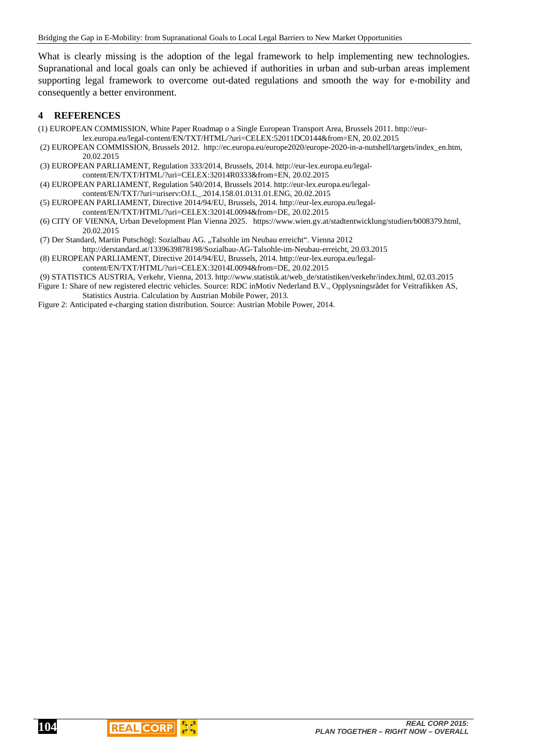What is clearly missing is the adoption of the legal framework to help implementing new technologies. Supranational and local goals can only be achieved if authorities in urban and sub-urban areas implement supporting legal framework to overcome out-dated regulations and smooth the way for e-mobility and consequently a better environment.

## 4 REFERENCES

(1) EUROPEAN COMMISSION, White Paper Roadmap o a Single European Transport Area, Brussels 2011. http://eur-lex.europa.eu/legal-content/EN/TXT/HTML/?uri=CELEX:52011DC0144&from=EN, 20.02.2015

(2) EUROPEAN COMMISSION, Brussels 2012. http://ec.europa.eu/europe2020/europe-2020-in-a-nutshell/targets/index_en.htm, 20.02.2015

(3) EUROPEAN PARLIAMENT, Regulation 333/2014, Brussels, 2014. http://eur-lex.europa.eu/legal-content/EN/TXT/HTML/?uri=CELEX:32014R0333&from=EN, 20.02.2015

(4) EUROPEAN PARLIAMENT, Regulation 540/2014, Brussels 2014. http://eur-lex.europa.eu/legal-content/EN/TXT/?uri=uriserv:OJ.L_.2014.158.01.0131.01.ENG, 20.02.2015

(5) EUROPEAN PARLIAMENT, Directive 2014/94/EU, Brussels, 2014. http://eur-lex.europa.eu/legal-content/EN/TXT/HTML/?uri=CELEX:32014L0094&from=DE, 20.02.2015

(6) CITY OF VIENNA, Urban Development Plan Vienna 2025. https://www.wien.gv.at/stadtentwicklung/studien/b008379.html, 20.02.2015

(7) Der Standard, Martin Putschögl: Sozialbau AG. „Talsohle im Neubau erreicht“. Vienna 2012 http://derstandard.at/1339639878198/Sozialbau-AG-Talsohle-im-Neubau-erreicht, 20.03.2015

(8) EUROPEAN PARLIAMENT, Directive 2014/94/EU, Brussels, 2014. http://eur-lex.europa.eu/legal-content/EN/TXT/HTML/?uri=CELEX:32014L0094&from=DE, 20.02.2015

(9) STATISTICS AUSTRIA, Verkehr, Vienna, 2013. http://www.statistik.at/web_de/statistiken/verkehr/index.html, 02.03.2015

Figure 1: Share of new registered electric vehicles. Source: RDC inMotiv Nederland B.V., Opplysningsrådet for Veitrafikken AS, Statistics Austria. Calculation by Austrian Mobile Power, 2013.

Figure 2: Anticipated e-charging station distribution. Source: Austrian Mobile Power, 2014.